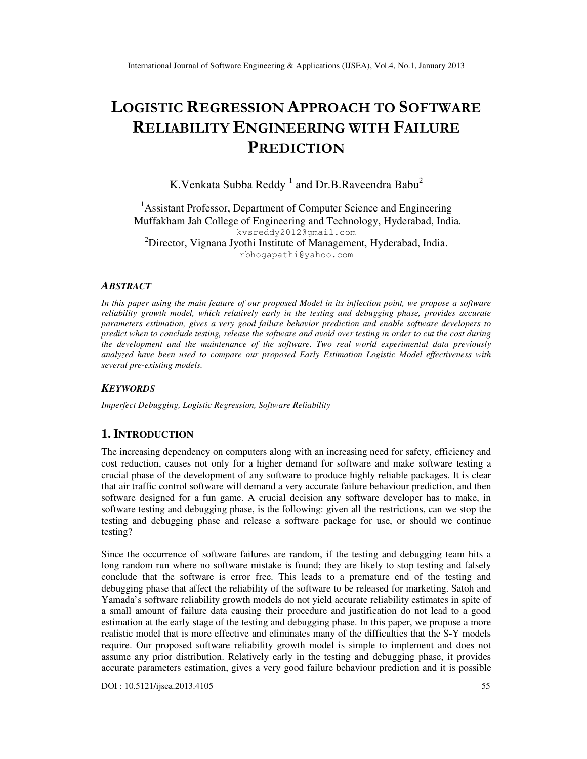# LOGISTIC REGRESSION APPROACH TO SOFTWARE RELIABILITY ENGINEERING WITH FAILURE PREDICTION

K.Venkata Subba Reddy [1] and Dr.B.Raveendra Babu[2]

[1]Assistant Professor, Department of Computer Science and Engineering
Muffakham Jah College of Engineering and Technology, Hyderabad, India.
kvsreddy2012@gmail.com

[2]Director, Vignana Jyothi Institute of Management, Hyderabad, India.
rbhogapathi@yahoo.com

### ABSTRACT

*In this paper using the main feature of our proposed Model in its inflection point, we propose a software reliability growth model, which relatively early in the testing and debugging phase, provides accurate parameters estimation, gives a very good failure behavior prediction and enable software developers to predict when to conclude testing, release the software and avoid over testing in order to cut the cost during the development and the maintenance of the software. Two real world experimental data previously analyzed have been used to compare our proposed Early Estimation Logistic Model effectiveness with several pre-existing models.*

### KEYWORDS

*Imperfect Debugging, Logistic Regression, Software Reliability*

## 1. INTRODUCTION

The increasing dependency on computers along with an increasing need for safety, efficiency and cost reduction, causes not only for a higher demand for software and make software testing a crucial phase of the development of any software to produce highly reliable packages. It is clear that air traffic control software will demand a very accurate failure behaviour prediction, and then software designed for a fun game. A crucial decision any software developer has to make, in software testing and debugging phase, is the following: given all the restrictions, can we stop the testing and debugging phase and release a software package for use, or should we continue testing?

Since the occurrence of software failures are random, if the testing and debugging team hits a long random run where no software mistake is found; they are likely to stop testing and falsely conclude that the software is error free. This leads to a premature end of the testing and debugging phase that affect the reliability of the software to be released for marketing. Satoh and Yamada's software reliability growth models do not yield accurate reliability estimates in spite of a small amount of failure data causing their procedure and justification do not lead to a good estimation at the early stage of the testing and debugging phase. In this paper, we propose a more realistic model that is more effective and eliminates many of the difficulties that the S-Y models require. Our proposed software reliability growth model is simple to implement and does not assume any prior distribution. Relatively early in the testing and debugging phase, it provides accurate parameters estimation, gives a very good failure behaviour prediction and it is possible

DOI : 10.5121/ijsea.2013.4105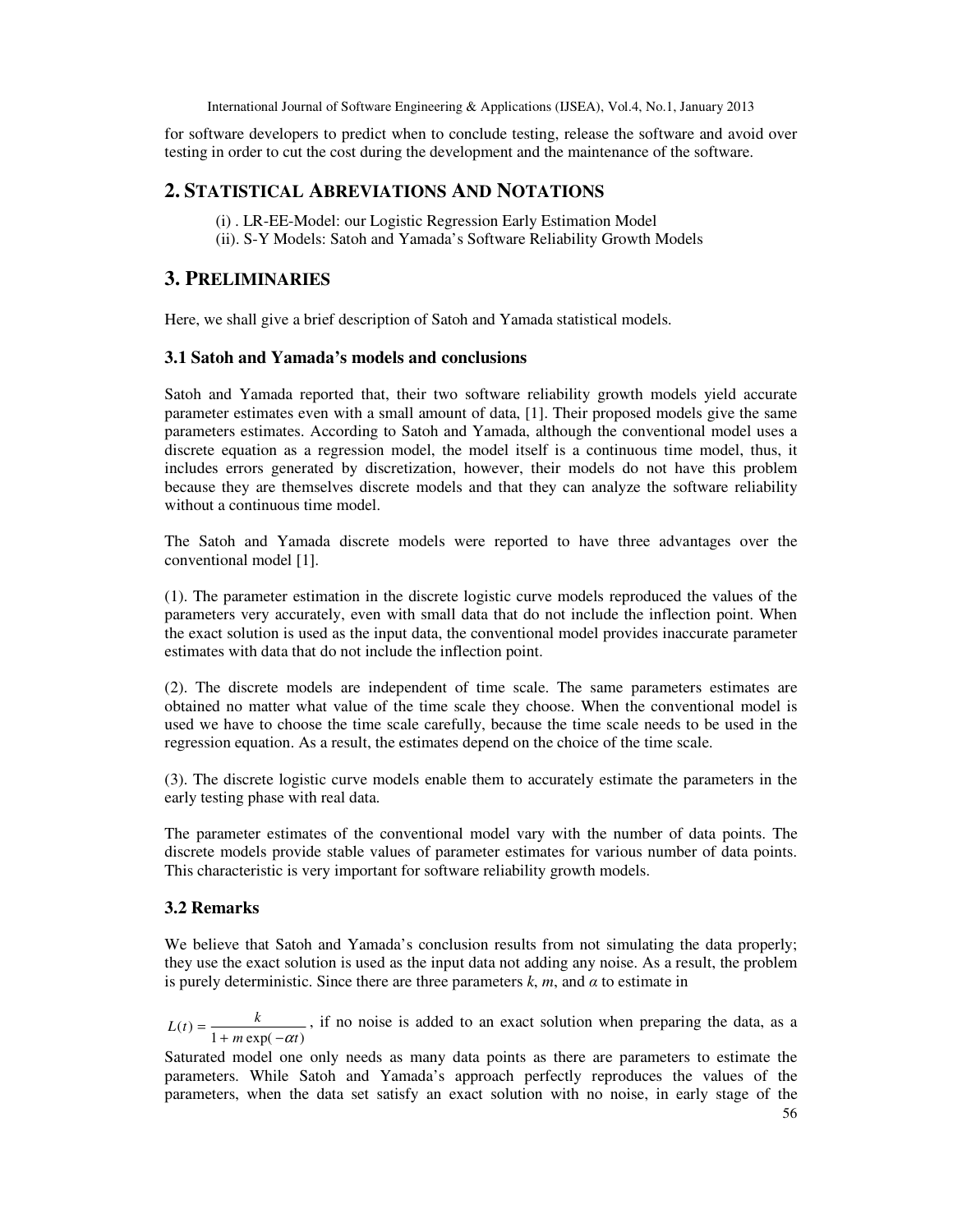for software developers to predict when to conclude testing, release the software and avoid over testing in order to cut the cost during the development and the maintenance of the software.

## 2. Statistical Abreviations And Notations

(i) . LR-EE-Model: our Logistic Regression Early Estimation Model
(ii). S-Y Models: Satoh and Yamada's Software Reliability Growth Models

## 3. Preliminaries

Here, we shall give a brief description of Satoh and Yamada statistical models.

### 3.1 Satoh and Yamada's models and conclusions

Satoh and Yamada reported that, their two software reliability growth models yield accurate parameter estimates even with a small amount of data, [1]. Their proposed models give the same parameters estimates. According to Satoh and Yamada, although the conventional model uses a discrete equation as a regression model, the model itself is a continuous time model, thus, it includes errors generated by discretization, however, their models do not have this problem because they are themselves discrete models and that they can analyze the software reliability without a continuous time model.

The Satoh and Yamada discrete models were reported to have three advantages over the conventional model [1].

(1). The parameter estimation in the discrete logistic curve models reproduced the values of the parameters very accurately, even with small data that do not include the inflection point. When the exact solution is used as the input data, the conventional model provides inaccurate parameter estimates with data that do not include the inflection point.

(2). The discrete models are independent of time scale. The same parameters estimates are obtained no matter what value of the time scale they choose. When the conventional model is used we have to choose the time scale carefully, because the time scale needs to be used in the regression equation. As a result, the estimates depend on the choice of the time scale.

(3). The discrete logistic curve models enable them to accurately estimate the parameters in the early testing phase with real data.

The parameter estimates of the conventional model vary with the number of data points. The discrete models provide stable values of parameter estimates for various number of data points. This characteristic is very important for software reliability growth models.

### 3.2 Remarks

We believe that Satoh and Yamada's conclusion results from not simulating the data properly; they use the exact solution is used as the input data not adding any noise. As a result, the problem is purely deterministic. Since there are three parameters *k*, *m*, and *α* to estimate in

$L(t) = \dfrac{k}{1 + m\exp(-\alpha t)}$, if no noise is added to an exact solution when preparing the data, as a Saturated model one only needs as many data points as there are parameters to estimate the parameters. While Satoh and Yamada's approach perfectly reproduces the values of the parameters, when the data set satisfy an exact solution with no noise, in early stage of the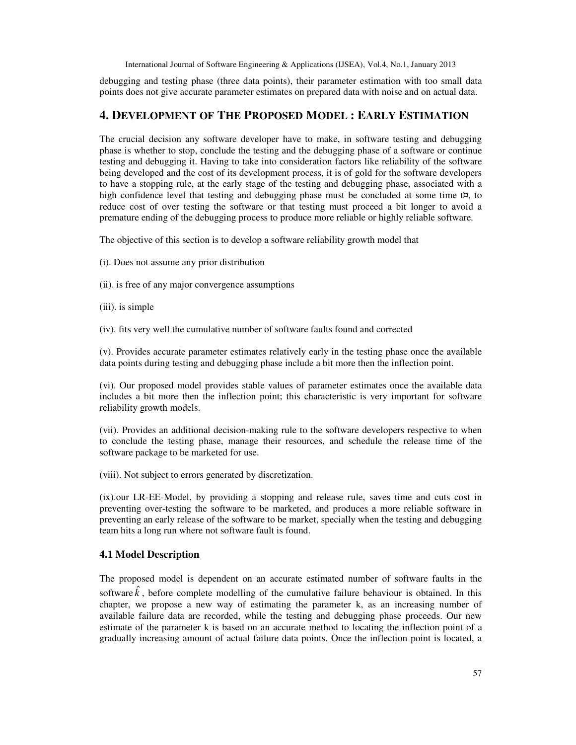debugging and testing phase (three data points), their parameter estimation with too small data points does not give accurate parameter estimates on prepared data with noise and on actual data.

## 4. Development of The Proposed Model : Early Estimation

The crucial decision any software developer have to make, in software testing and debugging phase is whether to stop, conclude the testing and the debugging phase of a software or continue testing and debugging it. Having to take into consideration factors like reliability of the software being developed and the cost of its development process, it is of gold for the software developers to have a stopping rule, at the early stage of the testing and debugging phase, associated with a high confidence level that testing and debugging phase must be concluded at some time t¤, to reduce cost of over testing the software or that testing must proceed a bit longer to avoid a premature ending of the debugging process to produce more reliable or highly reliable software.

The objective of this section is to develop a software reliability growth model that

(i). Does not assume any prior distribution

(ii). is free of any major convergence assumptions

(iii). is simple

(iv). fits very well the cumulative number of software faults found and corrected

(v). Provides accurate parameter estimates relatively early in the testing phase once the available data points during testing and debugging phase include a bit more then the inflection point.

(vi). Our proposed model provides stable values of parameter estimates once the available data includes a bit more then the inflection point; this characteristic is very important for software reliability growth models.

(vii). Provides an additional decision-making rule to the software developers respective to when to conclude the testing phase, manage their resources, and schedule the release time of the software package to be marketed for use.

(viii). Not subject to errors generated by discretization.

(ix).our LR-EE-Model, by providing a stopping and release rule, saves time and cuts cost in preventing over-testing the software to be marketed, and produces a more reliable software in preventing an early release of the software to be market, specially when the testing and debugging team hits a long run where not software fault is found.

### 4.1 Model Description

The proposed model is dependent on an accurate estimated number of software faults in the software $\hat{k}$, before complete modelling of the cumulative failure behaviour is obtained. In this chapter, we propose a new way of estimating the parameter k, as an increasing number of available failure data are recorded, while the testing and debugging phase proceeds. Our new estimate of the parameter k is based on an accurate method to locating the inflection point of a gradually increasing amount of actual failure data points. Once the inflection point is located, a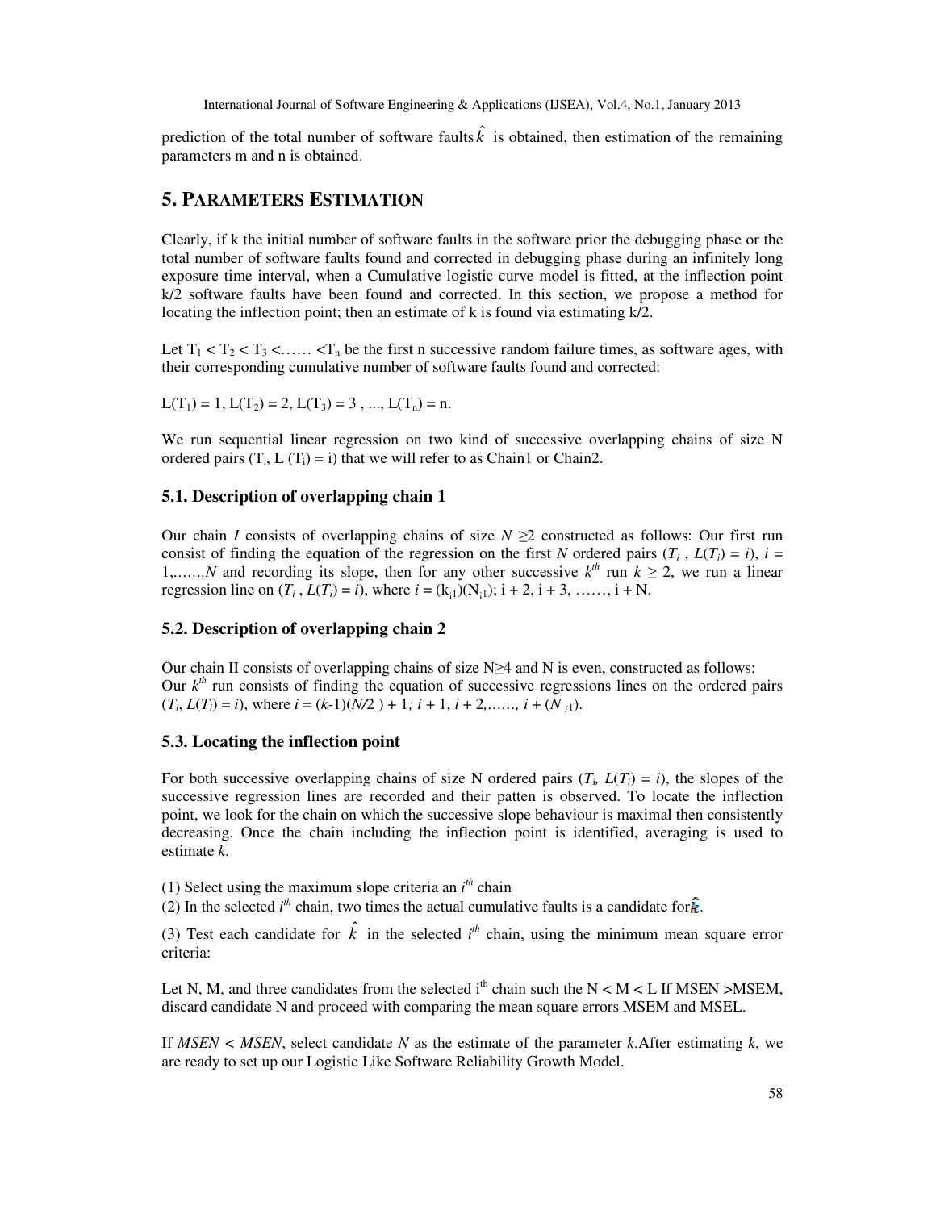prediction of the total number of software faults $\hat{k}$ is obtained, then estimation of the remaining parameters m and n is obtained.

## 5. PARAMETERS ESTIMATION

Clearly, if k the initial number of software faults in the software prior the debugging phase or the total number of software faults found and corrected in debugging phase during an infinitely long exposure time interval, when a Cumulative logistic curve model is fitted, at the inflection point k/2 software faults have been found and corrected. In this section, we propose a method for locating the inflection point; then an estimate of k is found via estimating k/2.

Let $T_1 < T_2 < T_3 < \ldots < T_n$ be the first n successive random failure times, as software ages, with their corresponding cumulative number of software faults found and corrected:

$L(T_1) = 1, L(T_2) = 2, L(T_3) = 3, \ldots, L(T_n) = n.$

We run sequential linear regression on two kind of successive overlapping chains of size N ordered pairs $(T_i, L(T_i) = i)$ that we will refer to as Chain1 or Chain2.

### 5.1. Description of overlapping chain 1

Our chain *I* consists of overlapping chains of size $N \geq 2$ constructed as follows: Our first run consist of finding the equation of the regression on the first *N* ordered pairs $(T_i, L(T_i) = i)$, $i = 1, \ldots\ldots, N$ and recording its slope, then for any other successive $k^{th}$ run $k \geq 2$, we run a linear regression line on $(T_i, L(T_i) = i)$, where $i = (k_{i1})(N_{i1})$; $i + 2, i + 3, \ldots\ldots, i + N$.

### 5.2. Description of overlapping chain 2

Our chain II consists of overlapping chains of size $N \geq 4$ and N is even, constructed as follows:
Our $k^{th}$ run consists of finding the equation of successive regressions lines on the ordered pairs $(T_i, L(T_i) = i)$, where $i = (k\text{-}1)(N/2) + 1$; $i + 1, i + 2, \ldots\ldots, i + (N_{i1})$.

### 5.3. Locating the inflection point

For both successive overlapping chains of size N ordered pairs $(T_i, L(T_i) = i)$, the slopes of the successive regression lines are recorded and their patten is observed. To locate the inflection point, we look for the chain on which the successive slope behaviour is maximal then consistently decreasing. Once the chain including the inflection point is identified, averaging is used to estimate *k*.

(1) Select using the maximum slope criteria an $i^{th}$ chain
(2) In the selected $i^{th}$ chain, two times the actual cumulative faults is a candidate for $\hat{k}$.

(3) Test each candidate for $\hat{k}$ in the selected $i^{th}$ chain, using the minimum mean square error criteria:

Let N, M, and three candidates from the selected $i^{th}$ chain such the N < M < L If MSEN >MSEM, discard candidate N and proceed with comparing the mean square errors MSEM and MSEL.

If *MSEN* < *MSEN*, select candidate *N* as the estimate of the parameter *k*.After estimating *k*, we are ready to set up our Logistic Like Software Reliability Growth Model.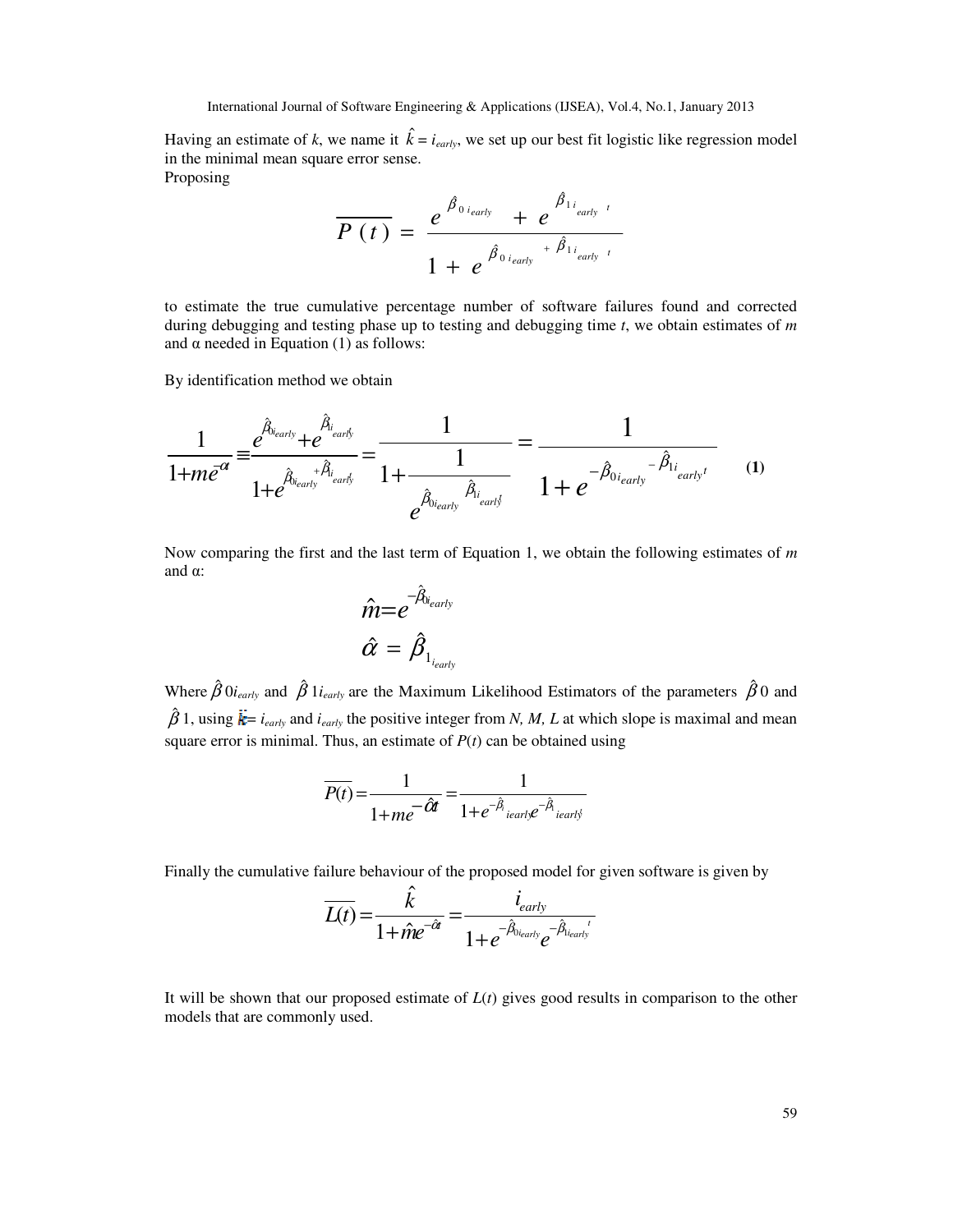Having an estimate of $k$, we name it $\hat{k} = i_{early}$, we set up our best fit logistic like regression model in the minimal mean square error sense.

Proposing

$$\overline{P(t)} = \frac{e^{\hat{\beta}_{0\, i_{early}}} + e^{\hat{\beta}_{1\, i_{early}}\, t}}{1 + e^{\hat{\beta}_{0\, i_{early}} + \hat{\beta}_{1\, i_{early}}\, t}}$$

to estimate the true cumulative percentage number of software failures found and corrected during debugging and testing phase up to testing and debugging time $t$, we obtain estimates of $m$ and $\alpha$ needed in Equation (1) as follows:

By identification method we obtain

$$\frac{1}{1+me^{-\alpha t}} \equiv \frac{e^{\hat{\beta}_{0i_{early}}} + e^{\hat{\beta}_{1i_{early}} t}}{1+e^{\hat{\beta}_{0i_{early}} + \hat{\beta}_{1i_{early}} t}} = \frac{1}{1+\frac{1}{e^{\hat{\beta}_{0i_{early}}\, \hat{\beta}_{1i_{early}} t}}} = \frac{1}{1+e^{-\hat{\beta}_{0i_{early}} - \hat{\beta}_{1i_{early}} t}} \qquad \textbf{(1)}$$

Now comparing the first and the last term of Equation 1, we obtain the following estimates of $m$ and $\alpha$:

$$\hat{m} = e^{-\hat{\beta}_{0i_{early}}}$$

$$\hat{\alpha} = \hat{\beta}_{1_{i_{early}}}$$

Where $\hat{\beta}0i_{early}$ and $\hat{\beta}1i_{early}$ are the Maximum Likelihood Estimators of the parameters $\hat{\beta}0$ and $\hat{\beta}1$, using $\hat{k} = i_{early}$ and $i_{early}$ the positive integer from $N, M, L$ at which slope is maximal and mean square error is minimal. Thus, an estimate of $P(t)$ can be obtained using

$$\overline{P(t)} = \frac{1}{1+me^{-\hat{\alpha} t}} = \frac{1}{1+e^{-\hat{\beta}_{i\, iearly}} e^{-\hat{\beta}_{1\, iearly} t}}$$

Finally the cumulative failure behaviour of the proposed model for given software is given by

$$\overline{L(t)} = \frac{\hat{k}}{1+\hat{m}e^{-\hat{\alpha} t}} = \frac{i_{early}}{1+e^{-\hat{\beta}_{0i_{early}}} e^{-\hat{\beta}_{1i_{early}} t}}$$

It will be shown that our proposed estimate of $L(t)$ gives good results in comparison to the other models that are commonly used.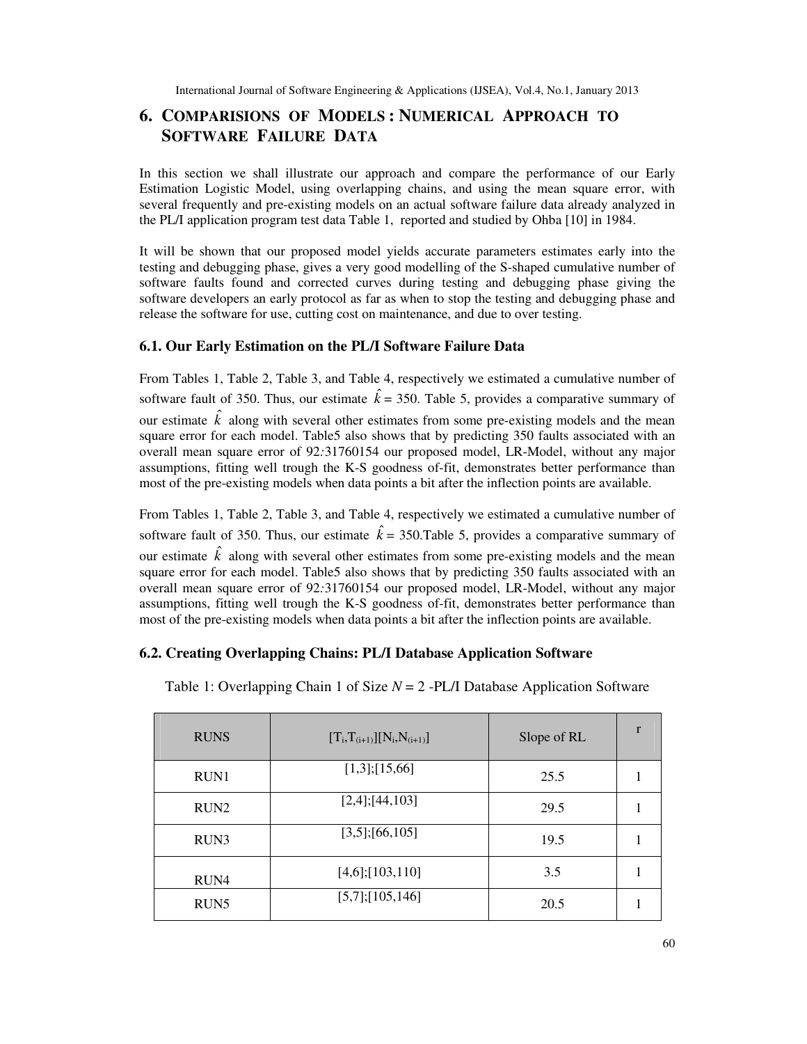# 6. Comparisions of Models : Numerical Approach to Software Failure Data

In this section we shall illustrate our approach and compare the performance of our Early Estimation Logistic Model, using overlapping chains, and using the mean square error, with several frequently and pre-existing models on an actual software failure data already analyzed in the PL/I application program test data Table 1, reported and studied by Ohba [10] in 1984.

It will be shown that our proposed model yields accurate parameters estimates early into the testing and debugging phase, gives a very good modelling of the S-shaped cumulative number of software faults found and corrected curves during testing and debugging phase giving the software developers an early protocol as far as when to stop the testing and debugging phase and release the software for use, cutting cost on maintenance, and due to over testing.

## 6.1. Our Early Estimation on the PL/I Software Failure Data

From Tables 1, Table 2, Table 3, and Table 4, respectively we estimated a cumulative number of software fault of 350. Thus, our estimate $\hat{k}$ = 350. Table 5, provides a comparative summary of our estimate $\hat{k}$ along with several other estimates from some pre-existing models and the mean square error for each model. Table5 also shows that by predicting 350 faults associated with an overall mean square error of 92*:*31760154 our proposed model, LR-Model, without any major assumptions, fitting well trough the K-S goodness of-fit, demonstrates better performance than most of the pre-existing models when data points a bit after the inflection points are available.

From Tables 1, Table 2, Table 3, and Table 4, respectively we estimated a cumulative number of software fault of 350. Thus, our estimate $\hat{k}$ = 350.Table 5, provides a comparative summary of our estimate $\hat{k}$ along with several other estimates from some pre-existing models and the mean square error for each model. Table5 also shows that by predicting 350 faults associated with an overall mean square error of 92*:*31760154 our proposed model, LR-Model, without any major assumptions, fitting well trough the K-S goodness of-fit, demonstrates better performance than most of the pre-existing models when data points a bit after the inflection points are available.

## 6.2. Creating Overlapping Chains: PL/I Database Application Software

Table 1: Overlapping Chain 1 of Size $N = 2$ -PL/I Database Application Software

| RUNS | $[T_i,T_{(i+1)}][N_i,N_{(i+1)}]$ | Slope of RL | r |
|---|---|---|---|
| RUN1 | [1,3];[15,66] | 25.5 | 1 |
| RUN2 | [2,4];[44,103] | 29.5 | 1 |
| RUN3 | [3,5];[66,105] | 19.5 | 1 |
| RUN4 | [4,6];[103,110] | 3.5 | 1 |
| RUN5 | [5,7];[105,146] | 20.5 | 1 |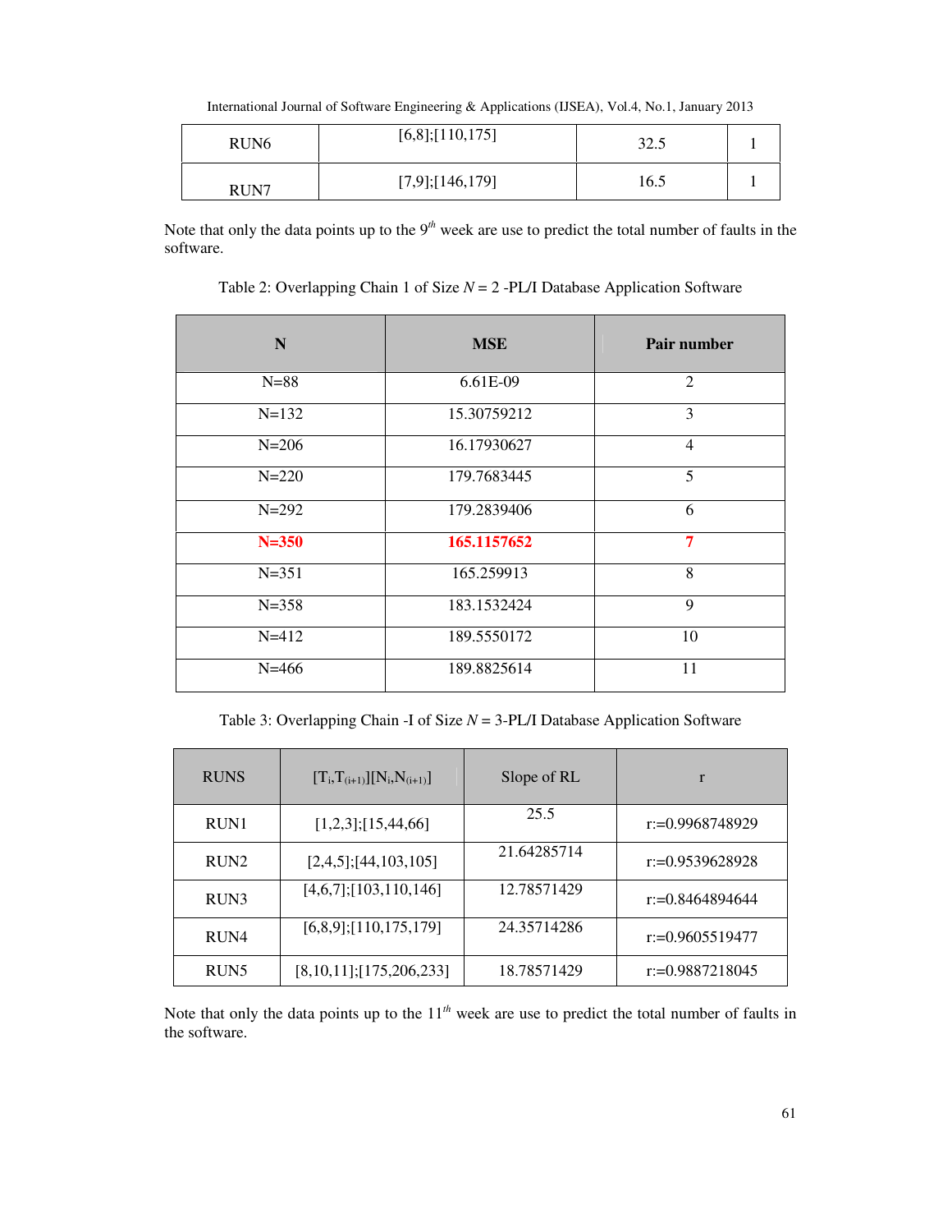| RUN6 | [6,8];[110,175] | 32.5 | 1 |
|---|---|---|---|
| RUN7 | [7,9];[146,179] | 16.5 | 1 |

Note that only the data points up to the 9[th] week are use to predict the total number of faults in the software.

Table 2: Overlapping Chain 1 of Size $N = 2$ -PL/I Database Application Software

| N | MSE | Pair number |
|---|---|---|
| N=88 | 6.61E-09 | 2 |
| N=132 | 15.30759212 | 3 |
| N=206 | 16.17930627 | 4 |
| N=220 | 179.7683445 | 5 |
| N=292 | 179.2839406 | 6 |
| **N=350** | **165.1157652** | **7** |
| N=351 | 165.259913 | 8 |
| N=358 | 183.1532424 | 9 |
| N=412 | 189.5550172 | 10 |
| N=466 | 189.8825614 | 11 |

Table 3: Overlapping Chain -I of Size $N = 3$-PL/I Database Application Software

| RUNS | $[T_i,T_{(i+1)}][N_i,N_{(i+1)}]$ | Slope of RL | r |
|---|---|---|---|
| RUN1 | [1,2,3];[15,44,66] | 25.5 | r:=0.9968748929 |
| RUN2 | [2,4,5];[44,103,105] | 21.64285714 | r:=0.9539628928 |
| RUN3 | [4,6,7];[103,110,146] | 12.78571429 | r:=0.8464894644 |
| RUN4 | [6,8,9];[110,175,179] | 24.35714286 | r:=0.9605519477 |
| RUN5 | [8,10,11];[175,206,233] | 18.78571429 | r:=0.9887218045 |

Note that only the data points up to the 11[th] week are use to predict the total number of faults in the software.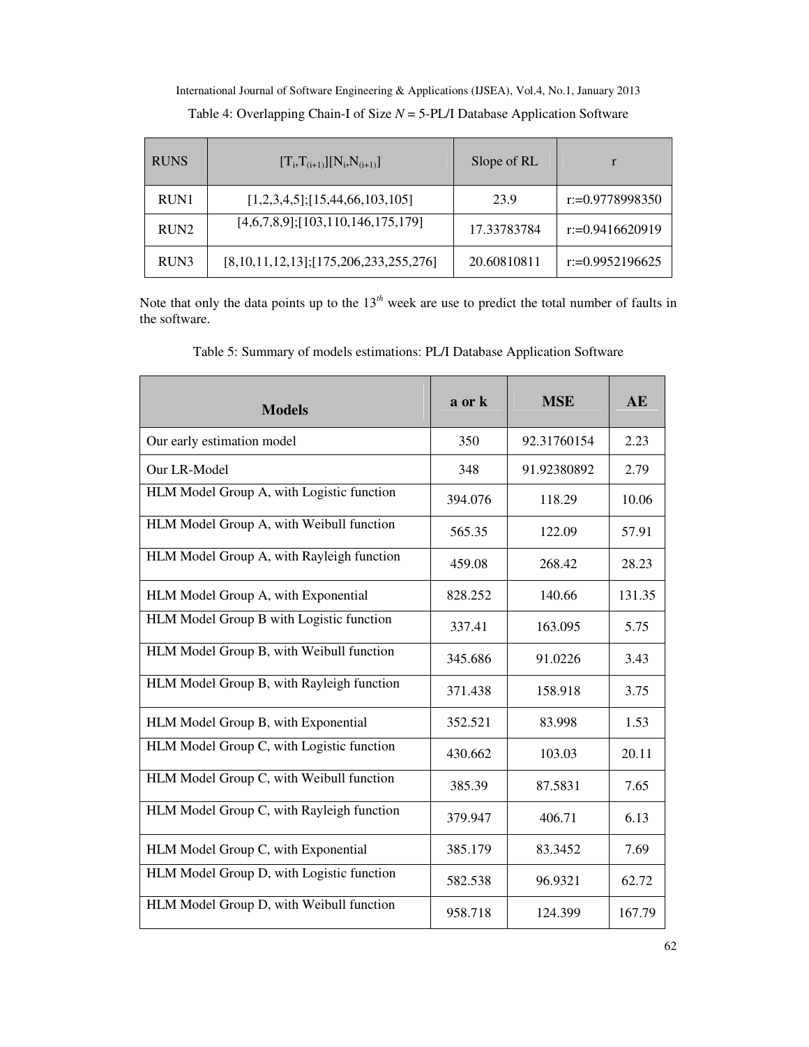Table 4: Overlapping Chain-I of Size $N$ = 5-PL/I Database Application Software

| RUNS | $[T_i, T_{(i+1)}][N_i, N_{(i+1)}]$ | Slope of RL | r |
|---|---|---|---|
| RUN1 | [1,2,3,4,5];[15,44,66,103,105] | 23.9 | r:=0.9778998350 |
| RUN2 | [4,6,7,8,9];[103,110,146,175,179] | 17.33783784 | r:=0.9416620919 |
| RUN3 | [8,10,11,12,13];[175,206,233,255,276] | 20.60810811 | r:=0.9952196625 |

Note that only the data points up to the $13^{th}$ week are use to predict the total number of faults in the software.

Table 5: Summary of models estimations: PL/I Database Application Software

| Models | a or k | MSE | AE |
|---|---|---|---|
| Our early estimation model | 350 | 92.31760154 | 2.23 |
| Our LR-Model | 348 | 91.92380892 | 2.79 |
| HLM Model Group A, with Logistic function | 394.076 | 118.29 | 10.06 |
| HLM Model Group A, with Weibull function | 565.35 | 122.09 | 57.91 |
| HLM Model Group A, with Rayleigh function | 459.08 | 268.42 | 28.23 |
| HLM Model Group A, with Exponential | 828.252 | 140.66 | 131.35 |
| HLM Model Group B with Logistic function | 337.41 | 163.095 | 5.75 |
| HLM Model Group B, with Weibull function | 345.686 | 91.0226 | 3.43 |
| HLM Model Group B, with Rayleigh function | 371.438 | 158.918 | 3.75 |
| HLM Model Group B, with Exponential | 352.521 | 83.998 | 1.53 |
| HLM Model Group C, with Logistic function | 430.662 | 103.03 | 20.11 |
| HLM Model Group C, with Weibull function | 385.39 | 87.5831 | 7.65 |
| HLM Model Group C, with Rayleigh function | 379.947 | 406.71 | 6.13 |
| HLM Model Group C, with Exponential | 385.179 | 83.3452 | 7.69 |
| HLM Model Group D, with Logistic function | 582.538 | 96.9321 | 62.72 |
| HLM Model Group D, with Weibull function | 958.718 | 124.399 | 167.79 |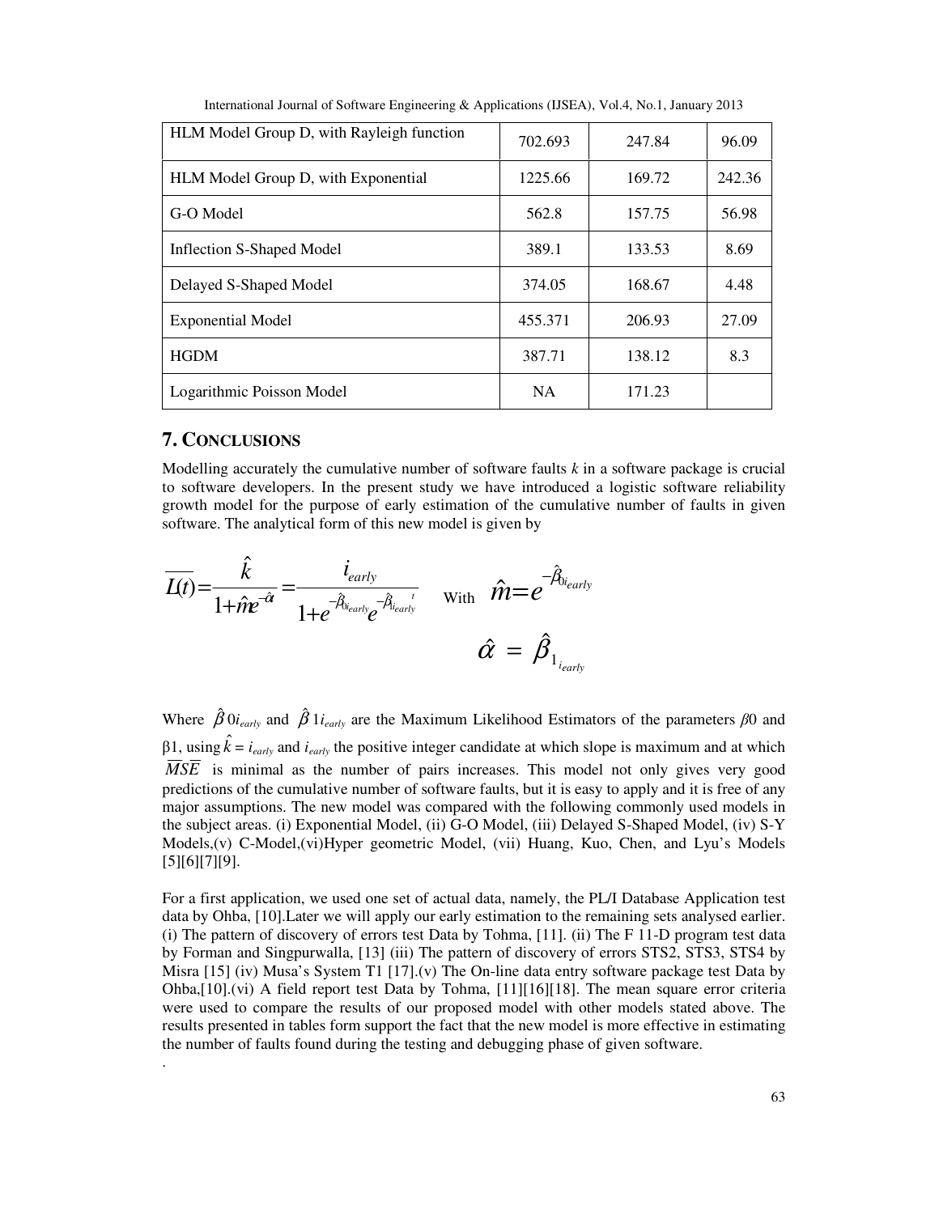| HLM Model Group D, with Rayleigh function | 702.693 | 247.84 | 96.09 |
|---|---|---|---|
| HLM Model Group D, with Exponential | 1225.66 | 169.72 | 242.36 |
| G-O Model | 562.8 | 157.75 | 56.98 |
| Inflection S-Shaped Model | 389.1 | 133.53 | 8.69 |
| Delayed S-Shaped Model | 374.05 | 168.67 | 4.48 |
| Exponential Model | 455.371 | 206.93 | 27.09 |
| HGDM | 387.71 | 138.12 | 8.3 |
| Logarithmic Poisson Model | NA | 171.23 | |

## 7. CONCLUSIONS

Modelling accurately the cumulative number of software faults $k$ in a software package is crucial to software developers. In the present study we have introduced a logistic software reliability growth model for the purpose of early estimation of the cumulative number of faults in given software. The analytical form of this new model is given by

$$\overline{L(t)} = \frac{\hat{k}}{1+\hat{m}e^{-\hat{\alpha}}} = \frac{i_{early}}{1+e^{-\hat{\beta}_{0i_{early}}}e^{-\hat{\beta}_{1i_{early}}t}} \quad \text{With} \quad \hat{m} = e^{-\hat{\beta}_{0i_{early}}}$$

$$\hat{\alpha} = \hat{\beta}_{1_{i_{early}}}$$

Where $\hat{\beta}0i_{early}$ and $\hat{\beta}1i_{early}$ are the Maximum Likelihood Estimators of the parameters $\beta 0$ and $\beta 1$, using $\hat{k} = i_{early}$ and $i_{early}$ the positive integer candidate at which slope is maximum and at which $\overline{MSE}$ is minimal as the number of pairs increases. This model not only gives very good predictions of the cumulative number of software faults, but it is easy to apply and it is free of any major assumptions. The new model was compared with the following commonly used models in the subject areas. (i) Exponential Model, (ii) G-O Model, (iii) Delayed S-Shaped Model, (iv) S-Y Models,(v) C-Model,(vi)Hyper geometric Model, (vii) Huang, Kuo, Chen, and Lyu's Models [5][6][7][9].

For a first application, we used one set of actual data, namely, the PL/I Database Application test data by Ohba, [10].Later we will apply our early estimation to the remaining sets analysed earlier. (i) The pattern of discovery of errors test Data by Tohma, [11]. (ii) The F 11-D program test data by Forman and Singpurwalla, [13] (iii) The pattern of discovery of errors STS2, STS3, STS4 by Misra [15] (iv) Musa's System T1 [17].(v) The On-line data entry software package test Data by Ohba,[10].(vi) A field report test Data by Tohma, [11][16][18]. The mean square error criteria were used to compare the results of our proposed model with other models stated above. The results presented in tables form support the fact that the new model is more effective in estimating the number of faults found during the testing and debugging phase of given software.

.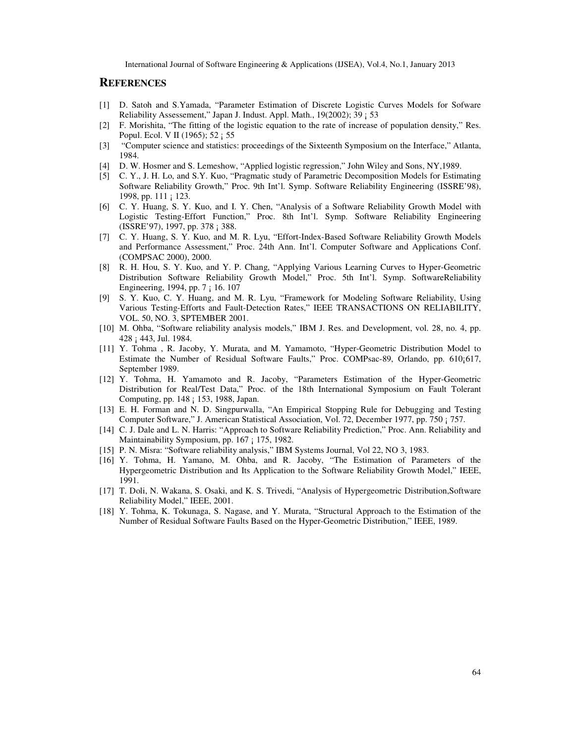## REFERENCES

[1] D. Satoh and S.Yamada, "Parameter Estimation of Discrete Logistic Curves Models for Sofware Reliability Assessement," Japan J. Indust. Appl. Math., 19(2002); 39 ¡ 53

[2] F. Morishita, "The fitting of the logistic equation to the rate of increase of population density," Res. Popul. Ecol. V II (1965); 52 ¡ 55

[3] "Computer science and statistics: proceedings of the Sixteenth Symposium on the Interface," Atlanta, 1984.

[4] D. W. Hosmer and S. Lemeshow, "Applied logistic regression," John Wiley and Sons, NY,1989.

[5] C. Y., J. H. Lo, and S.Y. Kuo, "Pragmatic study of Parametric Decomposition Models for Estimating Software Reliability Growth," Proc. 9th Int'l. Symp. Software Reliability Engineering (ISSRE'98), 1998, pp. 111 ¡ 123.

[6] C. Y. Huang, S. Y. Kuo, and I. Y. Chen, "Analysis of a Software Reliability Growth Model with Logistic Testing-Effort Function," Proc. 8th Int'l. Symp. Software Reliability Engineering (ISSRE'97), 1997, pp. 378 ¡ 388.

[7] C. Y. Huang, S. Y. Kuo, and M. R. Lyu, "Effort-Index-Based Software Reliability Growth Models and Performance Assessment," Proc. 24th Ann. Int'l. Computer Software and Applications Conf. (COMPSAC 2000), 2000.

[8] R. H. Hou, S. Y. Kuo, and Y. P. Chang, "Applying Various Learning Curves to Hyper-Geometric Distribution Software Reliability Growth Model," Proc. 5th Int'l. Symp. SoftwareReliability Engineering, 1994, pp. 7 ¡ 16. 107

[9] S. Y. Kuo, C. Y. Huang, and M. R. Lyu, "Framework for Modeling Software Reliability, Using Various Testing-Efforts and Fault-Detection Rates," IEEE TRANSACTIONS ON RELIABILITY, VOL. 50, NO. 3, SPTEMBER 2001.

[10] M. Ohba, "Software reliability analysis models," IBM J. Res. and Development, vol. 28, no. 4, pp. 428 ¡ 443, Jul. 1984.

[11] Y. Tohma , R. Jacoby, Y. Murata, and M. Yamamoto, "Hyper-Geometric Distribution Model to Estimate the Number of Residual Software Faults," Proc. COMPsac-89, Orlando, pp. 610¡617, September 1989.

[12] Y. Tohma, H. Yamamoto and R. Jacoby, "Parameters Estimation of the Hyper-Geometric Distribution for Real/Test Data," Proc. of the 18th International Symposium on Fault Tolerant Computing, pp. 148 ¡ 153, 1988, Japan.

[13] E. H. Forman and N. D. Singpurwalla, "An Empirical Stopping Rule for Debugging and Testing Computer Software," J. American Statistical Association, Vol. 72, December 1977, pp. 750 ¡ 757.

[14] C. J. Dale and L. N. Harris: "Approach to Software Reliability Prediction," Proc. Ann. Reliability and Maintainability Symposium, pp. 167 ¡ 175, 1982.

[15] P. N. Misra: "Software reliability analysis," IBM Systems Journal, Vol 22, NO 3, 1983.

[16] Y. Tohma, H. Yamano, M. Ohba, and R. Jacoby, "The Estimation of Parameters of the Hypergeometric Distribution and Its Application to the Software Reliability Growth Model," IEEE, 1991.

[17] T. Doli, N. Wakana, S. Osaki, and K. S. Trivedi, "Analysis of Hypergeometric Distribution,Software Reliability Model," IEEE, 2001.

[18] Y. Tohma, K. Tokunaga, S. Nagase, and Y. Murata, "Structural Approach to the Estimation of the Number of Residual Software Faults Based on the Hyper-Geometric Distribution," IEEE, 1989.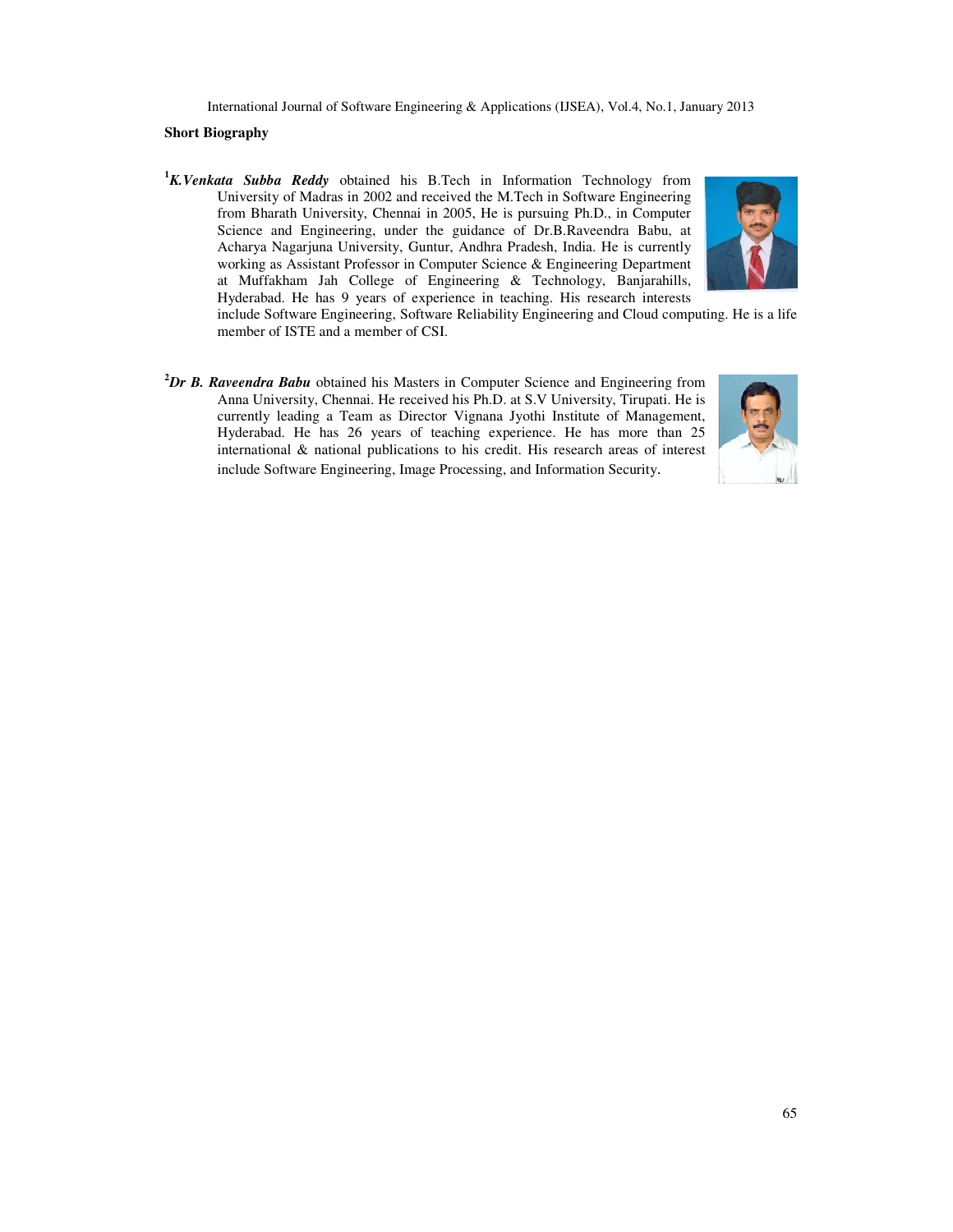### Short Biography

[1]***K.Venkata Subba Reddy*** obtained his B.Tech in Information Technology from University of Madras in 2002 and received the M.Tech in Software Engineering from Bharath University, Chennai in 2005, He is pursuing Ph.D., in Computer Science and Engineering, under the guidance of Dr.B.Raveendra Babu, at Acharya Nagarjuna University, Guntur, Andhra Pradesh, India. He is currently working as Assistant Professor in Computer Science & Engineering Department at Muffakham Jah College of Engineering & Technology, Banjarahills, Hyderabad. He has 9 years of experience in teaching. His research interests include Software Engineering, Software Reliability Engineering and Cloud computing. He is a life member of ISTE and a member of CSI.

[2]***Dr B. Raveendra Babu*** obtained his Masters in Computer Science and Engineering from Anna University, Chennai. He received his Ph.D. at S.V University, Tirupati. He is currently leading a Team as Director Vignana Jyothi Institute of Management, Hyderabad. He has 26 years of teaching experience. He has more than 25 international & national publications to his credit. His research areas of interest include Software Engineering, Image Processing, and Information Security.